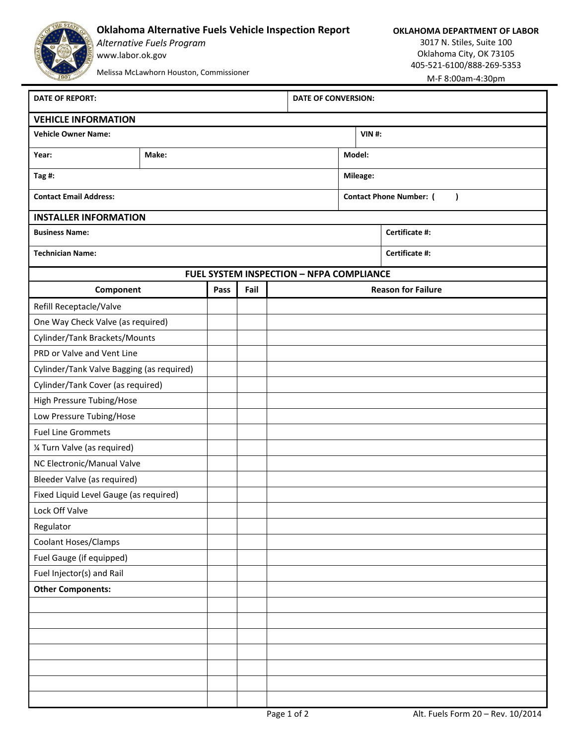# Oklahoma Alternative Fuels Vehicle Inspection Report

*Alternative Fuels Program*
www.labor.ok.gov

Melissa McLawhorn Houston, Commissioner

**OKLAHOMA DEPARTMENT OF LABOR**
3017 N. Stiles, Suite 100
Oklahoma City, OK 73105
405-521-6100/888-269-5353
M-F 8:00am-4:30pm

| **DATE OF REPORT:** | **DATE OF CONVERSION:** |
|---|---|

## VEHICLE INFORMATION

| | | |
|---|---|---|
| **Vehicle Owner Name:** | | **VIN #:** |
| **Year:** | **Make:** | **Model:** |
| **Tag #:** | | **Mileage:** |
| **Contact Email Address:** | | **Contact Phone Number: (     )** |

## INSTALLER INFORMATION

| | |
|---|---|
| **Business Name:** | **Certificate #:** |
| **Technician Name:** | **Certificate #:** |

## FUEL SYSTEM INSPECTION – NFPA COMPLIANCE

| Component | Pass | Fail | Reason for Failure |
|---|---|---|---|
| Refill Receptacle/Valve | | | |
| One Way Check Valve (as required) | | | |
| Cylinder/Tank Brackets/Mounts | | | |
| PRD or Valve and Vent Line | | | |
| Cylinder/Tank Valve Bagging (as required) | | | |
| Cylinder/Tank Cover (as required) | | | |
| High Pressure Tubing/Hose | | | |
| Low Pressure Tubing/Hose | | | |
| Fuel Line Grommets | | | |
| ¼ Turn Valve (as required) | | | |
| NC Electronic/Manual Valve | | | |
| Bleeder Valve (as required) | | | |
| Fixed Liquid Level Gauge (as required) | | | |
| Lock Off Valve | | | |
| Regulator | | | |
| Coolant Hoses/Clamps | | | |
| Fuel Gauge (if equipped) | | | |
| Fuel Injector(s) and Rail | | | |
| **Other Components:** | | | |
| | | | |
| | | | |
| | | | |
| | | | |
| | | | |
| | | | |
| | | | |

Alt. Fuels Form 20 – Rev. 10/2014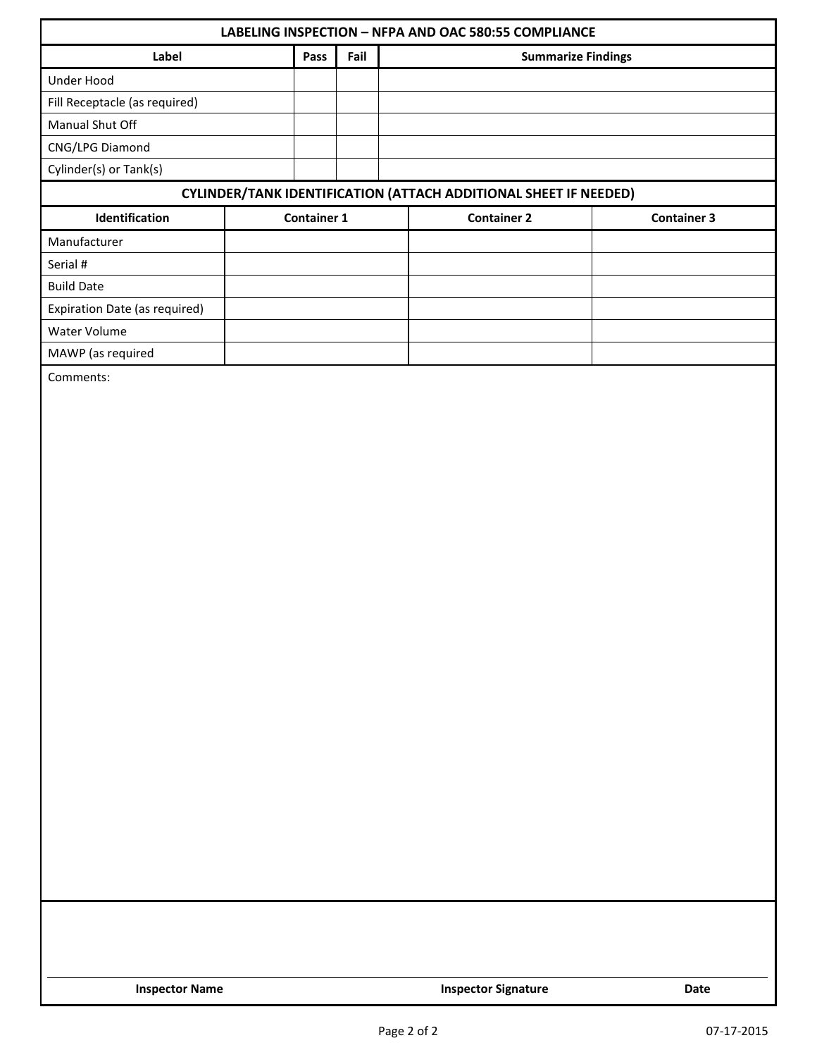## LABELING INSPECTION – NFPA AND OAC 580:55 COMPLIANCE

| Label | Pass | Fail | Summarize Findings |
|---|---|---|---|
| Under Hood | | | |
| Fill Receptacle (as required) | | | |
| Manual Shut Off | | | |
| CNG/LPG Diamond | | | |
| Cylinder(s) or Tank(s) | | | |

## CYLINDER/TANK IDENTIFICATION (ATTACH ADDITIONAL SHEET IF NEEDED)

| Identification | Container 1 | Container 2 | Container 3 |
|---|---|---|---|
| Manufacturer | | | |
| Serial # | | | |
| Build Date | | | |
| Expiration Date (as required) | | | |
| Water Volume | | | |
| MAWP (as required | | | |

Comments:

| Inspector Name | Inspector Signature | Date |
|---|---|---|
| | | |

07-17-2015